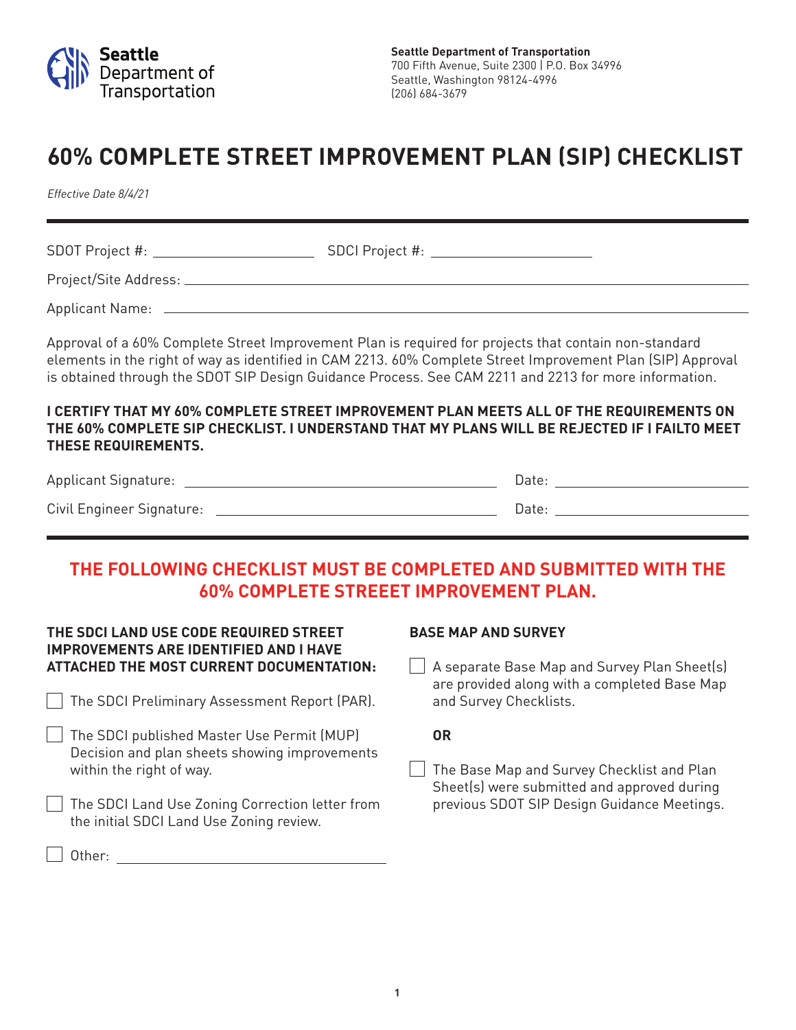Seattle Department of Transportation

**Seattle Department of Transportation**
700 Fifth Avenue, Suite 2300 | P.O. Box 34996
Seattle, Washington 98124-4996
(206) 684-3679

# 60% COMPLETE STREET IMPROVEMENT PLAN (SIP) CHECKLIST

*Effective Date 8/4/21*

SDOT Project #: \_\_\_\_\_\_\_\_\_\_\_\_\_\_\_\_\_\_\_\_ SDCI Project #: \_\_\_\_\_\_\_\_\_\_\_\_\_\_\_\_\_\_\_\_

Project/Site Address: \_\_\_\_\_\_\_\_\_\_\_\_\_\_\_\_\_\_\_\_\_\_\_\_\_\_\_\_\_\_\_\_\_\_\_\_\_\_\_\_

Applicant Name: \_\_\_\_\_\_\_\_\_\_\_\_\_\_\_\_\_\_\_\_\_\_\_\_\_\_\_\_\_\_\_\_\_\_\_\_\_\_\_\_

Approval of a 60% Complete Street Improvement Plan is required for projects that contain non-standard elements in the right of way as identified in CAM 2213. 60% Complete Street Improvement Plan (SIP) Approval is obtained through the SDOT SIP Design Guidance Process. See CAM 2211 and 2213 for more information.

**I CERTIFY THAT MY 60% COMPLETE STREET IMPROVEMENT PLAN MEETS ALL OF THE REQUIREMENTS ON THE 60% COMPLETE SIP CHECKLIST. I UNDERSTAND THAT MY PLANS WILL BE REJECTED IF I FAILTO MEET THESE REQUIREMENTS.**

Applicant Signature: \_\_\_\_\_\_\_\_\_\_\_\_\_\_\_\_\_\_\_\_\_\_\_\_\_\_\_\_ Date: \_\_\_\_\_\_\_\_\_\_\_\_\_\_\_\_

Civil Engineer Signature: \_\_\_\_\_\_\_\_\_\_\_\_\_\_\_\_\_\_\_\_\_\_\_\_\_\_\_\_ Date: \_\_\_\_\_\_\_\_\_\_\_\_\_\_\_\_

## THE FOLLOWING CHECKLIST MUST BE COMPLETED AND SUBMITTED WITH THE 60% COMPLETE STREEET IMPROVEMENT PLAN.

### THE SDCI LAND USE CODE REQUIRED STREET IMPROVEMENTS ARE IDENTIFIED AND I HAVE ATTACHED THE MOST CURRENT DOCUMENTATION:

- [ ] The SDCI Preliminary Assessment Report (PAR).
- [ ] The SDCI published Master Use Permit (MUP) Decision and plan sheets showing improvements within the right of way.
- [ ] The SDCI Land Use Zoning Correction letter from the initial SDCI Land Use Zoning review.
- [ ] Other: \_\_\_\_\_\_\_\_\_\_\_\_\_\_\_\_\_\_\_\_\_\_\_\_\_\_\_\_

### BASE MAP AND SURVEY

- [ ] A separate Base Map and Survey Plan Sheet(s) are provided along with a completed Base Map and Survey Checklists.

**OR**

- [ ] The Base Map and Survey Checklist and Plan Sheet(s) were submitted and approved during previous SDOT SIP Design Guidance Meetings.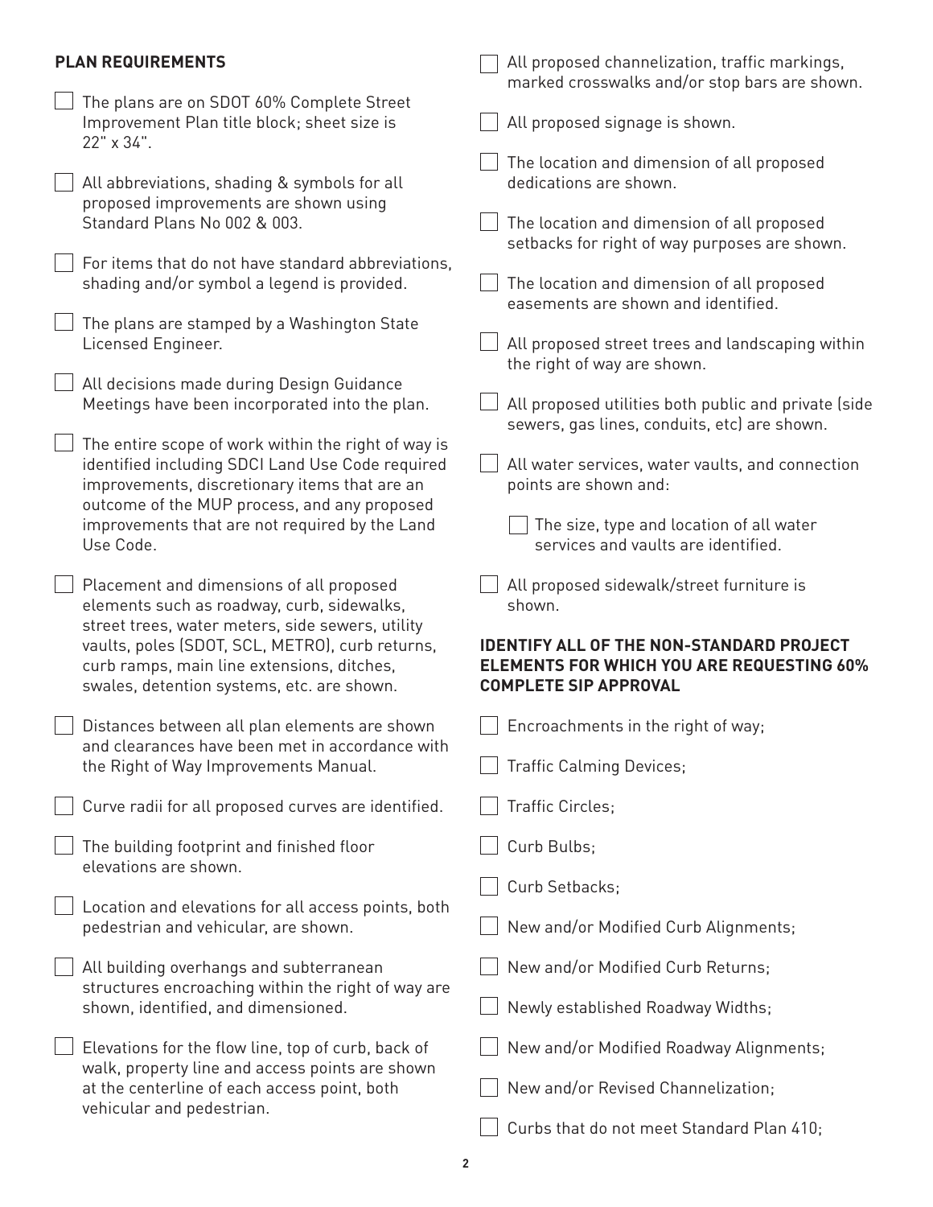**PLAN REQUIREMENTS**

- [ ] The plans are on SDOT 60% Complete Street Improvement Plan title block; sheet size is 22" x 34".
- [ ] All abbreviations, shading & symbols for all proposed improvements are shown using Standard Plans No 002 & 003.
- [ ] For items that do not have standard abbreviations, shading and/or symbol a legend is provided.
- [ ] The plans are stamped by a Washington State Licensed Engineer.
- [ ] All decisions made during Design Guidance Meetings have been incorporated into the plan.
- [ ] The entire scope of work within the right of way is identified including SDCI Land Use Code required improvements, discretionary items that are an outcome of the MUP process, and any proposed improvements that are not required by the Land Use Code.
- [ ] Placement and dimensions of all proposed elements such as roadway, curb, sidewalks, street trees, water meters, side sewers, utility vaults, poles (SDOT, SCL, METRO), curb returns, curb ramps, main line extensions, ditches, swales, detention systems, etc. are shown.
- [ ] Distances between all plan elements are shown and clearances have been met in accordance with the Right of Way Improvements Manual.
- [ ] Curve radii for all proposed curves are identified.
- [ ] The building footprint and finished floor elevations are shown.
- [ ] Location and elevations for all access points, both pedestrian and vehicular, are shown.
- [ ] All building overhangs and subterranean structures encroaching within the right of way are shown, identified, and dimensioned.
- [ ] Elevations for the flow line, top of curb, back of walk, property line and access points are shown at the centerline of each access point, both vehicular and pedestrian.
- [ ] All proposed channelization, traffic markings, marked crosswalks and/or stop bars are shown.
- [ ] All proposed signage is shown.
- [ ] The location and dimension of all proposed dedications are shown.
- [ ] The location and dimension of all proposed setbacks for right of way purposes are shown.
- [ ] The location and dimension of all proposed easements are shown and identified.
- [ ] All proposed street trees and landscaping within the right of way are shown.
- [ ] All proposed utilities both public and private (side sewers, gas lines, conduits, etc) are shown.
- [ ] All water services, water vaults, and connection points are shown and:
  - [ ] The size, type and location of all water services and vaults are identified.
- [ ] All proposed sidewalk/street furniture is shown.

**IDENTIFY ALL OF THE NON-STANDARD PROJECT ELEMENTS FOR WHICH YOU ARE REQUESTING 60% COMPLETE SIP APPROVAL**

- [ ] Encroachments in the right of way;
- [ ] Traffic Calming Devices;
- [ ] Traffic Circles;
- [ ] Curb Bulbs;
- [ ] Curb Setbacks;
- [ ] New and/or Modified Curb Alignments;
- [ ] New and/or Modified Curb Returns;
- [ ] Newly established Roadway Widths;
- [ ] New and/or Modified Roadway Alignments;
- [ ] New and/or Revised Channelization;
- [ ] Curbs that do not meet Standard Plan 410;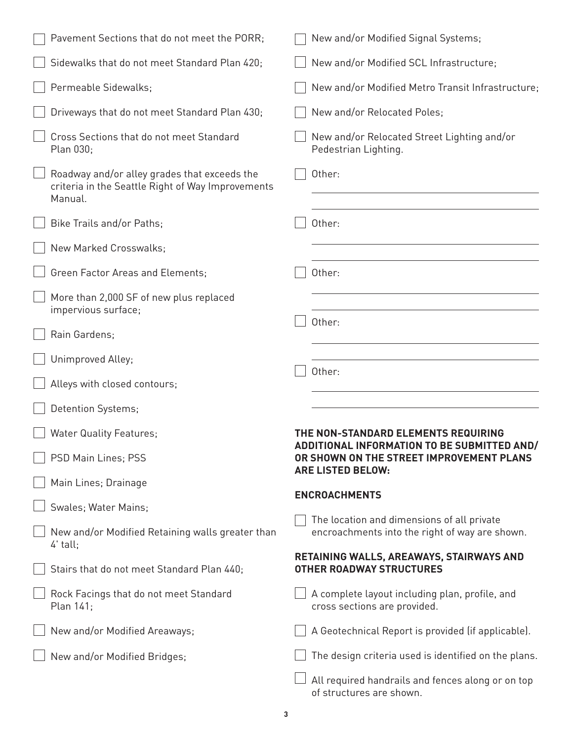- [ ] Pavement Sections that do not meet the PORR;
- [ ] Sidewalks that do not meet Standard Plan 420;
- [ ] Permeable Sidewalks;
- [ ] Driveways that do not meet Standard Plan 430;
- [ ] Cross Sections that do not meet Standard Plan 030;
- [ ] Roadway and/or alley grades that exceeds the criteria in the Seattle Right of Way Improvements Manual.
- [ ] Bike Trails and/or Paths;
- [ ] New Marked Crosswalks;
- [ ] Green Factor Areas and Elements;
- [ ] More than 2,000 SF of new plus replaced impervious surface;
- [ ] Rain Gardens;
- [ ] Unimproved Alley;
- [ ] Alleys with closed contours;
- [ ] Detention Systems;
- [ ] Water Quality Features;
- [ ] PSD Main Lines; PSS
- [ ] Main Lines; Drainage
- [ ] Swales; Water Mains;
- [ ] New and/or Modified Retaining walls greater than 4' tall;
- [ ] Stairs that do not meet Standard Plan 440;
- [ ] Rock Facings that do not meet Standard Plan 141;
- [ ] New and/or Modified Areaways;
- [ ] New and/or Modified Bridges;
- [ ] New and/or Modified Signal Systems;
- [ ] New and/or Modified SCL Infrastructure;
- [ ] New and/or Modified Metro Transit Infrastructure;
- [ ] New and/or Relocated Poles;
- [ ] New and/or Relocated Street Lighting and/or Pedestrian Lighting.
- [ ] Other: ______________________
- [ ] Other: ______________________
- [ ] Other: ______________________
- [ ] Other: ______________________
- [ ] Other: ______________________

**THE NON-STANDARD ELEMENTS REQUIRING ADDITIONAL INFORMATION TO BE SUBMITTED AND/OR SHOWN ON THE STREET IMPROVEMENT PLANS ARE LISTED BELOW:**

**ENCROACHMENTS**

- [ ] The location and dimensions of all private encroachments into the right of way are shown.

**RETAINING WALLS, AREAWAYS, STAIRWAYS AND OTHER ROADWAY STRUCTURES**

- [ ] A complete layout including plan, profile, and cross sections are provided.
- [ ] A Geotechnical Report is provided (if applicable).
- [ ] The design criteria used is identified on the plans.
- [ ] All required handrails and fences along or on top of structures are shown.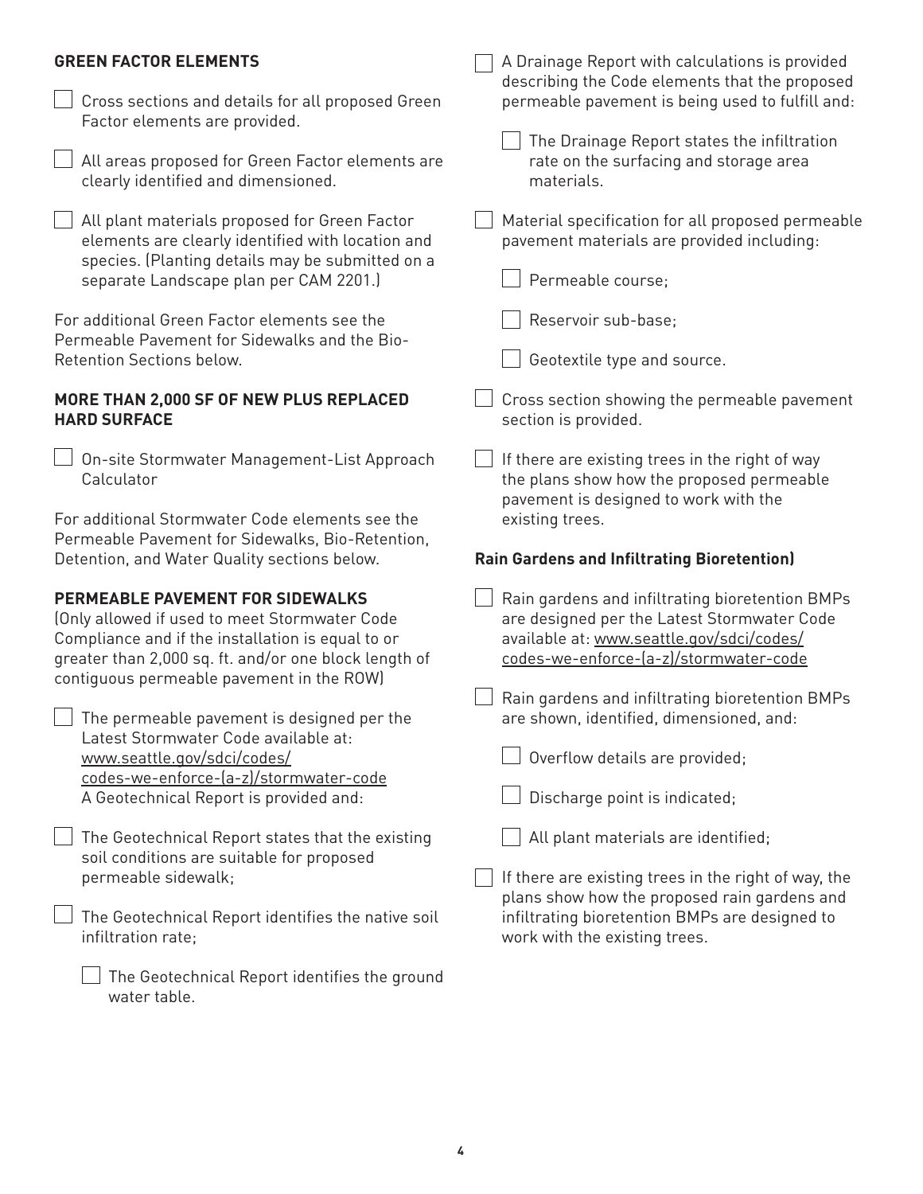## GREEN FACTOR ELEMENTS

- [ ] Cross sections and details for all proposed Green Factor elements are provided.
- [ ] All areas proposed for Green Factor elements are clearly identified and dimensioned.
- [ ] All plant materials proposed for Green Factor elements are clearly identified with location and species. (Planting details may be submitted on a separate Landscape plan per CAM 2201.)

For additional Green Factor elements see the Permeable Pavement for Sidewalks and the Bio-Retention Sections below.

## MORE THAN 2,000 SF OF NEW PLUS REPLACED HARD SURFACE

- [ ] On-site Stormwater Management-List Approach Calculator

For additional Stormwater Code elements see the Permeable Pavement for Sidewalks, Bio-Retention, Detention, and Water Quality sections below.

## PERMEABLE PAVEMENT FOR SIDEWALKS

(Only allowed if used to meet Stormwater Code Compliance and if the installation is equal to or greater than 2,000 sq. ft. and/or one block length of contiguous permeable pavement in the ROW)

- [ ] The permeable pavement is designed per the Latest Stormwater Code available at: www.seattle.gov/sdci/codes/codes-we-enforce-(a-z)/stormwater-code
  A Geotechnical Report is provided and:
- [ ] The Geotechnical Report states that the existing soil conditions are suitable for proposed permeable sidewalk;
- [ ] The Geotechnical Report identifies the native soil infiltration rate;
  - [ ] The Geotechnical Report identifies the ground water table.
- [ ] A Drainage Report with calculations is provided describing the Code elements that the proposed permeable pavement is being used to fulfill and:
  - [ ] The Drainage Report states the infiltration rate on the surfacing and storage area materials.
- [ ] Material specification for all proposed permeable pavement materials are provided including:
  - [ ] Permeable course;
  - [ ] Reservoir sub-base;
  - [ ] Geotextile type and source.
- [ ] Cross section showing the permeable pavement section is provided.
- [ ] If there are existing trees in the right of way the plans show how the proposed permeable pavement is designed to work with the existing trees.

### Rain Gardens and Infiltrating Bioretention)

- [ ] Rain gardens and infiltrating bioretention BMPs are designed per the Latest Stormwater Code available at: www.seattle.gov/sdci/codes/codes-we-enforce-(a-z)/stormwater-code
- [ ] Rain gardens and infiltrating bioretention BMPs are shown, identified, dimensioned, and:
  - [ ] Overflow details are provided;
  - [ ] Discharge point is indicated;
  - [ ] All plant materials are identified;
- [ ] If there are existing trees in the right of way, the plans show how the proposed rain gardens and infiltrating bioretention BMPs are designed to work with the existing trees.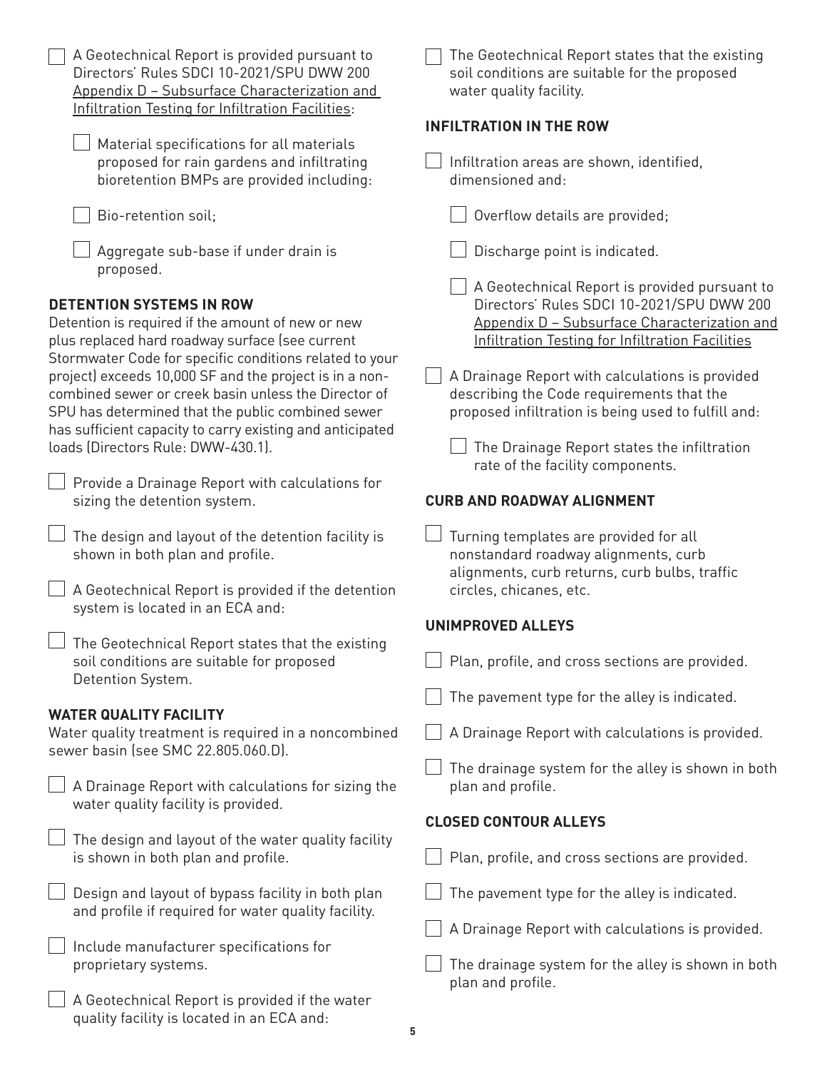- [ ] A Geotechnical Report is provided pursuant to Directors' Rules SDCI 10-2021/SPU DWW 200 Appendix D – Subsurface Characterization and Infiltration Testing for Infiltration Facilities:
  - [ ] Material specifications for all materials proposed for rain gardens and infiltrating bioretention BMPs are provided including:
  - [ ] Bio-retention soil;
  - [ ] Aggregate sub-base if under drain is proposed.

### DETENTION SYSTEMS IN ROW

Detention is required if the amount of new or new plus replaced hard roadway surface (see current Stormwater Code for specific conditions related to your project) exceeds 10,000 SF and the project is in a non-combined sewer or creek basin unless the Director of SPU has determined that the public combined sewer has sufficient capacity to carry existing and anticipated loads (Directors Rule: DWW-430.1).

- [ ] Provide a Drainage Report with calculations for sizing the detention system.
- [ ] The design and layout of the detention facility is shown in both plan and profile.
- [ ] A Geotechnical Report is provided if the detention system is located in an ECA and:
- [ ] The Geotechnical Report states that the existing soil conditions are suitable for proposed Detention System.

### WATER QUALITY FACILITY

Water quality treatment is required in a noncombined sewer basin (see SMC 22.805.060.D).

- [ ] A Drainage Report with calculations for sizing the water quality facility is provided.
- [ ] The design and layout of the water quality facility is shown in both plan and profile.
- [ ] Design and layout of bypass facility in both plan and profile if required for water quality facility.
- [ ] Include manufacturer specifications for proprietary systems.
- [ ] A Geotechnical Report is provided if the water quality facility is located in an ECA and:
- [ ] The Geotechnical Report states that the existing soil conditions are suitable for the proposed water quality facility.

### INFILTRATION IN THE ROW

- [ ] Infiltration areas are shown, identified, dimensioned and:
  - [ ] Overflow details are provided;
  - [ ] Discharge point is indicated.
  - [ ] A Geotechnical Report is provided pursuant to Directors' Rules SDCI 10-2021/SPU DWW 200 Appendix D – Subsurface Characterization and Infiltration Testing for Infiltration Facilities
- [ ] A Drainage Report with calculations is provided describing the Code requirements that the proposed infiltration is being used to fulfill and:
  - [ ] The Drainage Report states the infiltration rate of the facility components.

### CURB AND ROADWAY ALIGNMENT

- [ ] Turning templates are provided for all nonstandard roadway alignments, curb alignments, curb returns, curb bulbs, traffic circles, chicanes, etc.

### UNIMPROVED ALLEYS

- [ ] Plan, profile, and cross sections are provided.
- [ ] The pavement type for the alley is indicated.
- [ ] A Drainage Report with calculations is provided.
- [ ] The drainage system for the alley is shown in both plan and profile.

### CLOSED CONTOUR ALLEYS

- [ ] Plan, profile, and cross sections are provided.
- [ ] The pavement type for the alley is indicated.
- [ ] A Drainage Report with calculations is provided.
- [ ] The drainage system for the alley is shown in both plan and profile.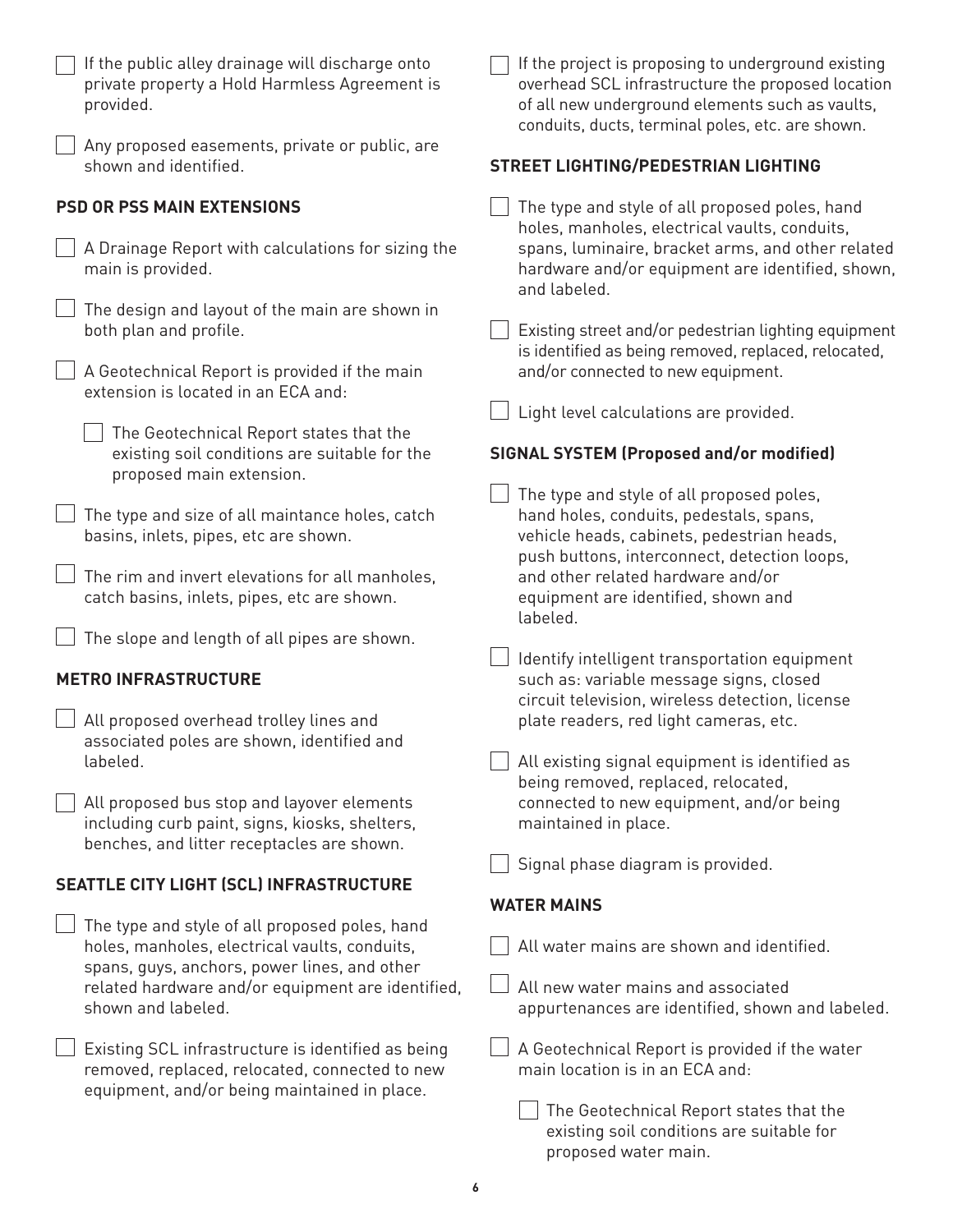- [ ] If the public alley drainage will discharge onto private property a Hold Harmless Agreement is provided.

- [ ] Any proposed easements, private or public, are shown and identified.

### PSD OR PSS MAIN EXTENSIONS

- [ ] A Drainage Report with calculations for sizing the main is provided.

- [ ] The design and layout of the main are shown in both plan and profile.

- [ ] A Geotechnical Report is provided if the main extension is located in an ECA and:

    - [ ] The Geotechnical Report states that the existing soil conditions are suitable for the proposed main extension.

- [ ] The type and size of all maintance holes, catch basins, inlets, pipes, etc are shown.

- [ ] The rim and invert elevations for all manholes, catch basins, inlets, pipes, etc are shown.

- [ ] The slope and length of all pipes are shown.

### METRO INFRASTRUCTURE

- [ ] All proposed overhead trolley lines and associated poles are shown, identified and labeled.

- [ ] All proposed bus stop and layover elements including curb paint, signs, kiosks, shelters, benches, and litter receptacles are shown.

### SEATTLE CITY LIGHT (SCL) INFRASTRUCTURE

- [ ] The type and style of all proposed poles, hand holes, manholes, electrical vaults, conduits, spans, guys, anchors, power lines, and other related hardware and/or equipment are identified, shown and labeled.

- [ ] Existing SCL infrastructure is identified as being removed, replaced, relocated, connected to new equipment, and/or being maintained in place.

- [ ] If the project is proposing to underground existing overhead SCL infrastructure the proposed location of all new underground elements such as vaults, conduits, ducts, terminal poles, etc. are shown.

### STREET LIGHTING/PEDESTRIAN LIGHTING

- [ ] The type and style of all proposed poles, hand holes, manholes, electrical vaults, conduits, spans, luminaire, bracket arms, and other related hardware and/or equipment are identified, shown, and labeled.

- [ ] Existing street and/or pedestrian lighting equipment is identified as being removed, replaced, relocated, and/or connected to new equipment.

- [ ] Light level calculations are provided.

### SIGNAL SYSTEM (Proposed and/or modified)

- [ ] The type and style of all proposed poles, hand holes, conduits, pedestals, spans, vehicle heads, cabinets, pedestrian heads, push buttons, interconnect, detection loops, and other related hardware and/or equipment are identified, shown and labeled.

- [ ] Identify intelligent transportation equipment such as: variable message signs, closed circuit television, wireless detection, license plate readers, red light cameras, etc.

- [ ] All existing signal equipment is identified as being removed, replaced, relocated, connected to new equipment, and/or being maintained in place.

- [ ] Signal phase diagram is provided.

### WATER MAINS

- [ ] All water mains are shown and identified.

- [ ] All new water mains and associated appurtenances are identified, shown and labeled.

- [ ] A Geotechnical Report is provided if the water main location is in an ECA and:

    - [ ] The Geotechnical Report states that the existing soil conditions are suitable for proposed water main.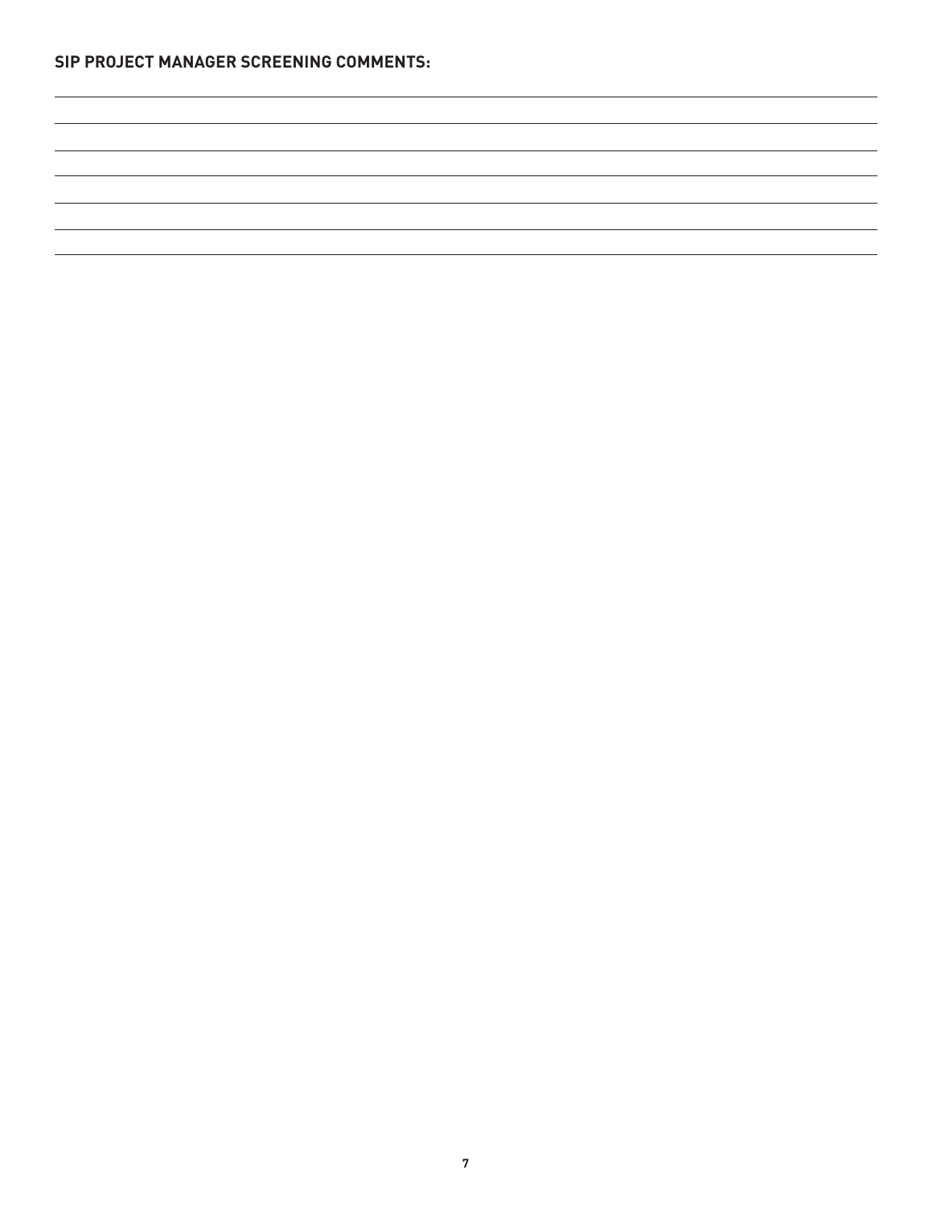**SIP PROJECT MANAGER SCREENING COMMENTS:**